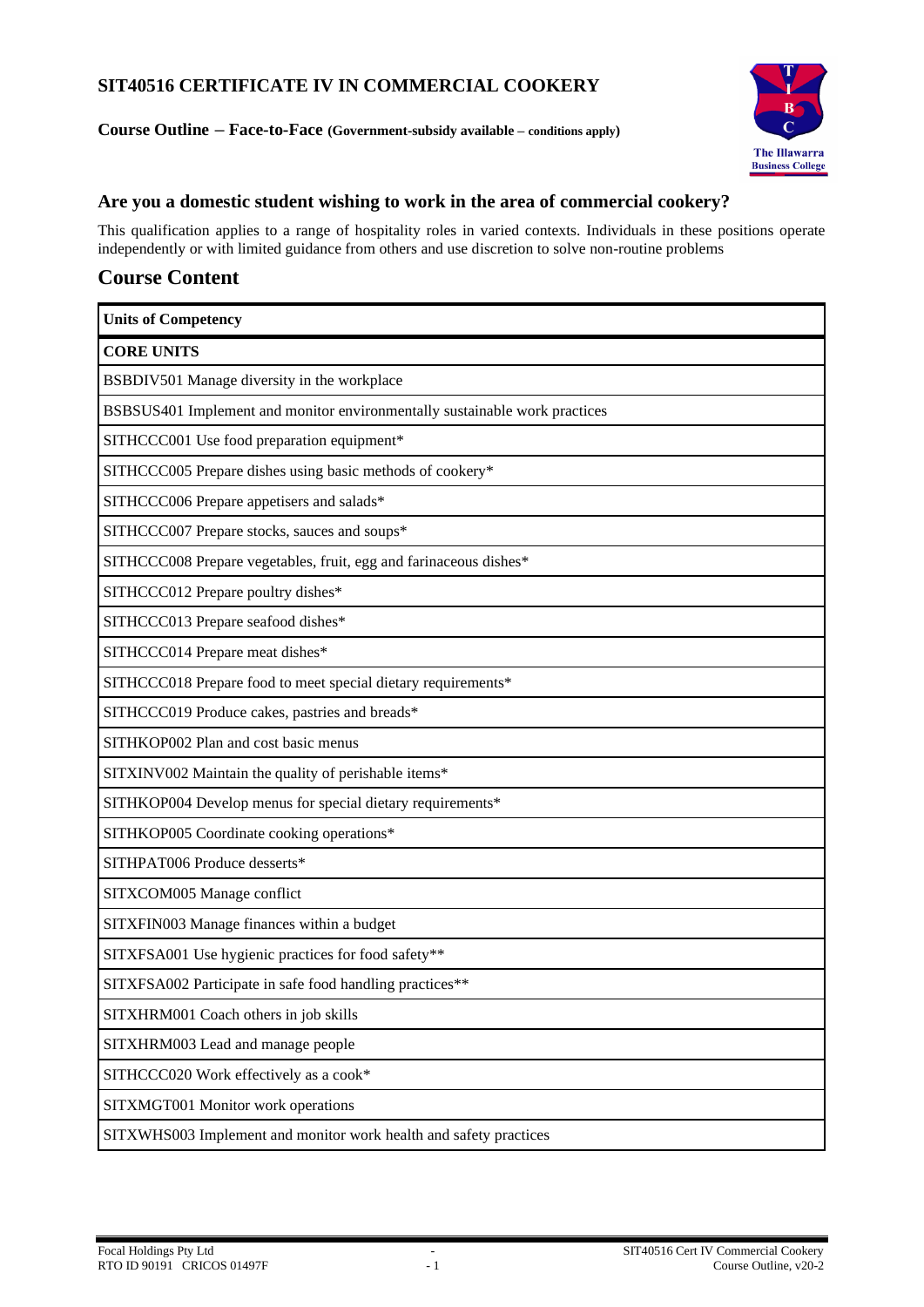# SIT40516 CERTIFICATE IV IN COMMERCIAL COOKERY

**Course Outline – Face-to-Face (Government-subsidy available – conditions apply)**

## Are you a domestic student wishing to work in the area of commercial cookery?

This qualification applies to a range of hospitality roles in varied contexts. Individuals in these positions operate independently or with limited guidance from others and use discretion to solve non-routine problems

## Course Content

| Units of Competency |
|---|
| **CORE UNITS** |
| BSBDIV501 Manage diversity in the workplace |
| BSBSUS401 Implement and monitor environmentally sustainable work practices |
| SITHCCC001 Use food preparation equipment* |
| SITHCCC005 Prepare dishes using basic methods of cookery* |
| SITHCCC006 Prepare appetisers and salads* |
| SITHCCC007 Prepare stocks, sauces and soups* |
| SITHCCC008 Prepare vegetables, fruit, egg and farinaceous dishes* |
| SITHCCC012 Prepare poultry dishes* |
| SITHCCC013 Prepare seafood dishes* |
| SITHCCC014 Prepare meat dishes* |
| SITHCCC018 Prepare food to meet special dietary requirements* |
| SITHCCC019 Produce cakes, pastries and breads* |
| SITHKOP002 Plan and cost basic menus |
| SITXINV002 Maintain the quality of perishable items* |
| SITHKOP004 Develop menus for special dietary requirements* |
| SITHKOP005 Coordinate cooking operations* |
| SITHPAT006 Produce desserts* |
| SITXCOM005 Manage conflict |
| SITXFIN003 Manage finances within a budget |
| SITXFSA001 Use hygienic practices for food safety** |
| SITXFSA002 Participate in safe food handling practices** |
| SITXHRM001 Coach others in job skills |
| SITXHRM003 Lead and manage people |
| SITHCCC020 Work effectively as a cook* |
| SITXMGT001 Monitor work operations |
| SITXWHS003 Implement and monitor work health and safety practices |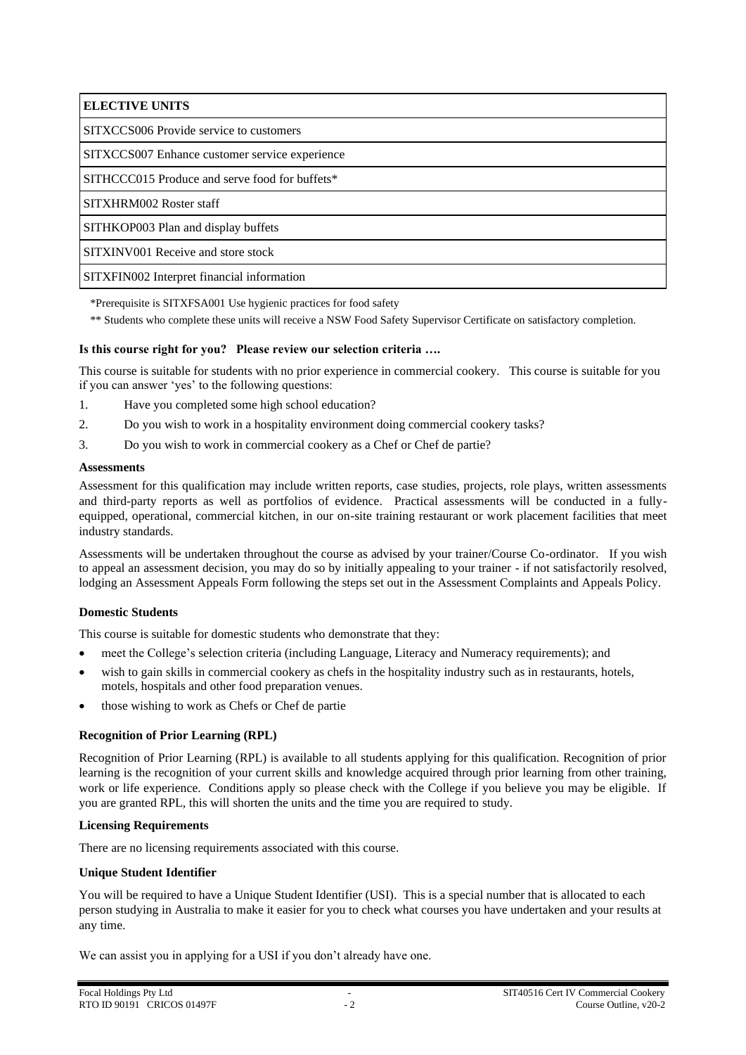| ELECTIVE UNITS |
| --- |
| SITXCCS006 Provide service to customers |
| SITXCCS007 Enhance customer service experience |
| SITHCCC015 Produce and serve food for buffets* |
| SITXHRM002 Roster staff |
| SITHKOP003 Plan and display buffets |
| SITXINV001 Receive and store stock |
| SITXFIN002 Interpret financial information |

*Prerequisite is SITXFSA001 Use hygienic practices for food safety

** Students who complete these units will receive a NSW Food Safety Supervisor Certificate on satisfactory completion.

**Is this course right for you? Please review our selection criteria ….**

This course is suitable for students with no prior experience in commercial cookery. This course is suitable for you if you can answer 'yes' to the following questions:

1. Have you completed some high school education?
2. Do you wish to work in a hospitality environment doing commercial cookery tasks?
3. Do you wish to work in commercial cookery as a Chef or Chef de partie?

**Assessments**

Assessment for this qualification may include written reports, case studies, projects, role plays, written assessments and third-party reports as well as portfolios of evidence. Practical assessments will be conducted in a fully-equipped, operational, commercial kitchen, in our on-site training restaurant or work placement facilities that meet industry standards.

Assessments will be undertaken throughout the course as advised by your trainer/Course Co-ordinator. If you wish to appeal an assessment decision, you may do so by initially appealing to your trainer - if not satisfactorily resolved, lodging an Assessment Appeals Form following the steps set out in the Assessment Complaints and Appeals Policy.

**Domestic Students**

This course is suitable for domestic students who demonstrate that they:

- meet the College's selection criteria (including Language, Literacy and Numeracy requirements); and
- wish to gain skills in commercial cookery as chefs in the hospitality industry such as in restaurants, hotels, motels, hospitals and other food preparation venues.
- those wishing to work as Chefs or Chef de partie

**Recognition of Prior Learning (RPL)**

Recognition of Prior Learning (RPL) is available to all students applying for this qualification. Recognition of prior learning is the recognition of your current skills and knowledge acquired through prior learning from other training, work or life experience. Conditions apply so please check with the College if you believe you may be eligible. If you are granted RPL, this will shorten the units and the time you are required to study.

**Licensing Requirements**

There are no licensing requirements associated with this course.

**Unique Student Identifier**

You will be required to have a Unique Student Identifier (USI). This is a special number that is allocated to each person studying in Australia to make it easier for you to check what courses you have undertaken and your results at any time.

We can assist you in applying for a USI if you don't already have one.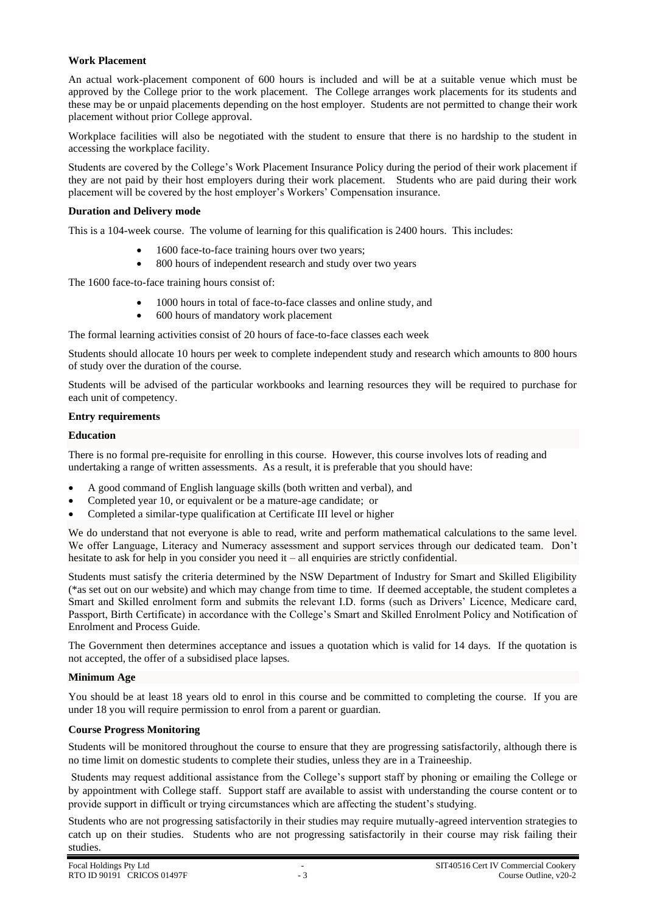**Work Placement**

An actual work-placement component of 600 hours is included and will be at a suitable venue which must be approved by the College prior to the work placement. The College arranges work placements for its students and these may be or unpaid placements depending on the host employer. Students are not permitted to change their work placement without prior College approval.

Workplace facilities will also be negotiated with the student to ensure that there is no hardship to the student in accessing the workplace facility.

Students are covered by the College's Work Placement Insurance Policy during the period of their work placement if they are not paid by their host employers during their work placement. Students who are paid during their work placement will be covered by the host employer's Workers' Compensation insurance.

**Duration and Delivery mode**

This is a 104-week course. The volume of learning for this qualification is 2400 hours. This includes:

- 1600 face-to-face training hours over two years;
- 800 hours of independent research and study over two years

The 1600 face-to-face training hours consist of:

- 1000 hours in total of face-to-face classes and online study, and
- 600 hours of mandatory work placement

The formal learning activities consist of 20 hours of face-to-face classes each week

Students should allocate 10 hours per week to complete independent study and research which amounts to 800 hours of study over the duration of the course.

Students will be advised of the particular workbooks and learning resources they will be required to purchase for each unit of competency.

**Entry requirements**

**Education**

There is no formal pre-requisite for enrolling in this course. However, this course involves lots of reading and undertaking a range of written assessments. As a result, it is preferable that you should have:

- A good command of English language skills (both written and verbal), and
- Completed year 10, or equivalent or be a mature-age candidate; or
- Completed a similar-type qualification at Certificate III level or higher

We do understand that not everyone is able to read, write and perform mathematical calculations to the same level. We offer Language, Literacy and Numeracy assessment and support services through our dedicated team. Don't hesitate to ask for help in you consider you need it – all enquiries are strictly confidential.

Students must satisfy the criteria determined by the NSW Department of Industry for Smart and Skilled Eligibility (*as set out on our website) and which may change from time to time. If deemed acceptable, the student completes a Smart and Skilled enrolment form and submits the relevant I.D. forms (such as Drivers' Licence, Medicare card, Passport, Birth Certificate) in accordance with the College's Smart and Skilled Enrolment Policy and Notification of Enrolment and Process Guide.

The Government then determines acceptance and issues a quotation which is valid for 14 days. If the quotation is not accepted, the offer of a subsidised place lapses.

**Minimum Age**

You should be at least 18 years old to enrol in this course and be committed to completing the course. If you are under 18 you will require permission to enrol from a parent or guardian.

**Course Progress Monitoring**

Students will be monitored throughout the course to ensure that they are progressing satisfactorily, although there is no time limit on domestic students to complete their studies, unless they are in a Traineeship.

Students may request additional assistance from the College's support staff by phoning or emailing the College or by appointment with College staff. Support staff are available to assist with understanding the course content or to provide support in difficult or trying circumstances which are affecting the student's studying.

Students who are not progressing satisfactorily in their studies may require mutually-agreed intervention strategies to catch up on their studies. Students who are not progressing satisfactorily in their course may risk failing their studies.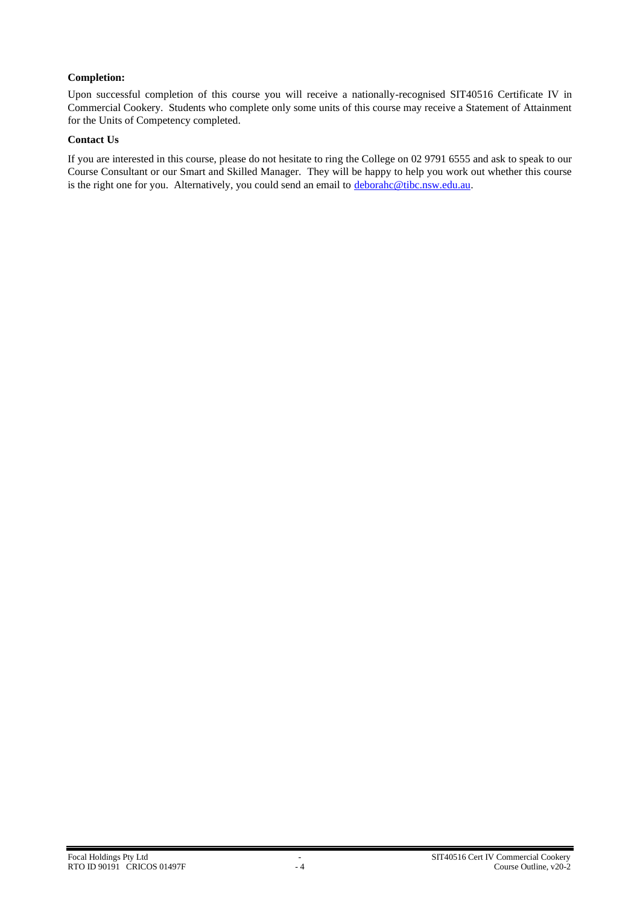**Completion:**

Upon successful completion of this course you will receive a nationally-recognised SIT40516 Certificate IV in Commercial Cookery. Students who complete only some units of this course may receive a Statement of Attainment for the Units of Competency completed.

**Contact Us**

If you are interested in this course, please do not hesitate to ring the College on 02 9791 6555 and ask to speak to our Course Consultant or our Smart and Skilled Manager. They will be happy to help you work out whether this course is the right one for you. Alternatively, you could send an email to deborahc@tibc.nsw.edu.au.